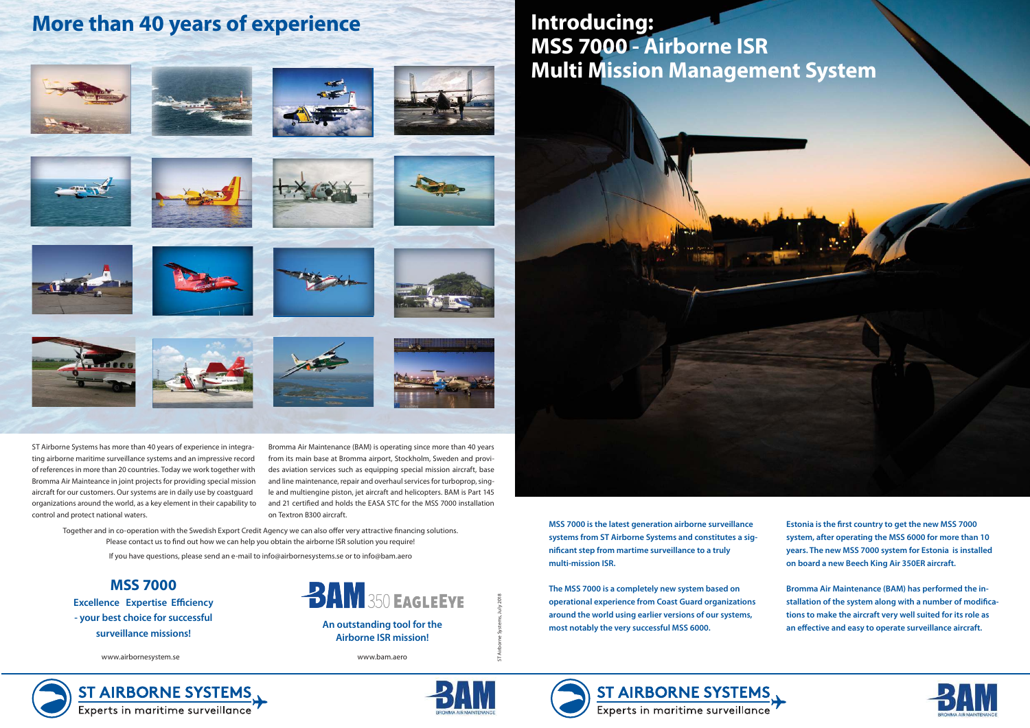# More than 40 years of experience

ST Airborne Systems has more than 40 years of experience in integrating airborne maritime surveillance systems and an impressive record of references in more than 20 countries. Today we work together with Bromma Air Mainteance in joint projects for providing special mission aircraft for our customers. Our systems are in daily use by coastguard organizations around the world, as a key element in their capability to control and protect national waters.

Bromma Air Maintenance (BAM) is operating since more than 40 years from its main base at Bromma airport, Stockholm, Sweden and provides aviation services such as equipping special mission aircraft, base and line maintenance, repair and overhaul services for turboprop, single and multiengine piston, jet aircraft and helicopters. BAM is Part 145 and 21 certified and holds the EASA STC for the MSS 7000 installation on Textron B300 aircraft.

Together and in co-operation with the Swedish Export Credit Agency we can also offer very attractive financing solutions. Please contact us to find out how we can help you obtain the airborne ISR solution you require!

If you have questions, please send an e-mail to info@airbornesystems.se or to info@bam.aero

## MSS 7000

**Excellence Expertise Efficiency - your best choice for successful surveillance missions!**

www.airbornesystem.se

BAM 350 EAGLEEYE

**An outstanding tool for the Airborne ISR mission!**

www.bam.aero

ST Airborne Systems, July 2018

ST AIRBORNE SYSTEMS – Experts in maritime surveillance

BAM – BROMMA AIR MAINTENANCE

# Introducing: MSS 7000 - Airborne ISR Multi Mission Management System

**MSS 7000 is the latest generation airborne surveillance systems from ST Airborne Systems and constitutes a significant step from martime surveillance to a truly multi-mission ISR.**

**The MSS 7000 is a completely new system based on operational experience from Coast Guard organizations around the world using earlier versions of our systems, most notably the very successful MSS 6000.**

**Estonia is the first country to get the new MSS 7000 system, after operating the MSS 6000 for more than 10 years. The new MSS 7000 system for Estonia is installed on board a new Beech King Air 350ER aircraft.**

**Bromma Air Maintenance (BAM) has performed the installation of the system along with a number of modifications to make the aircraft very well suited for its role as an effective and easy to operate surveillance aircraft.**

ST AIRBORNE SYSTEMS – Experts in maritime surveillance

BAM – BROMMA AIR MAINTENANCE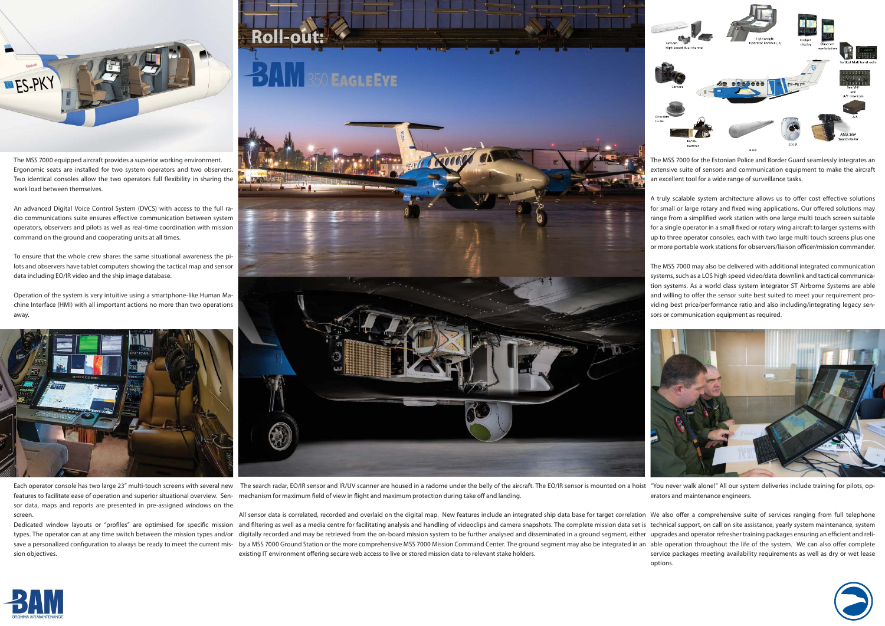The MSS 7000 equipped aircraft provides a superior working environment. Ergonomic seats are installed for two system operators and two observers. Two identical consoles allow the two operators full flexibility in sharing the work load between themselves.

An advanced Digital Voice Control System (DVCS) with access to the full radio communications suite ensures effective communication between system operators, observers and pilots as well as real-time coordination with mission command on the ground and cooperating units at all times.

To ensure that the whole crew shares the same situational awareness the pilots and observers have tablet computers showing the tactical map and sensor data including EO/IR video and the ship image database.

Operation of the system is very intuitive using a smartphone-like Human Machine Interface (HMI) with all important actions no more than two operations away.

Each operator console has two large 23" multi-touch screens with several new features to facilitate ease of operation and superior situational overview. Sensor data, maps and reports are presented in pre-assigned windows on the screen.

Dedicated window layouts or "profiles" are optimised for specific mission types. The operator can at any time switch between the mission types and/or save a personalized configuration to always be ready to meet the current mission objectives.

# Roll-out:

## BAM 350 EAGLEEYE

The search radar, EO/IR sensor and IR/UV scanner are housed in a radome under the belly of the aircraft. The EO/IR sensor is mounted on a hoist mechanism for maximum field of view in flight and maximum protection during take off and landing.

All sensor data is correlated, recorded and overlaid on the digital map. New features include an integrated ship data base for target correlation and filtering as well as a media centre for facilitating analysis and handling of videoclips and camera snapshots. The complete mission data set is digitally recorded and may be retrieved from the on-board mission system to be further analysed and disseminated in a ground segment, either by a MSS 7000 Ground Station or the more comprehensive MSS 7000 Mission Command Center. The ground segment may also be integrated in an existing IT environment offering secure web access to live or stored mission data to relevant stake holders.

The MSS 7000 for the Estonian Police and Border Guard seamlessly integrates an extensive suite of sensors and communication equipment to make the aircraft an excellent tool for a wide range of surveillance tasks.

A truly scalable system architecture allows us to offer cost effective solutions for small or large rotary and fixed wing applications. Our offered solutions may range from a simplified work station with one large multi touch screen suitable for a single operator in a small fixed or rotary wing aircraft to larger systems with up to three operator consoles, each with two large multi touch screens plus one or more portable work stations for observers/liaison officer/mission commander.

The MSS 7000 may also be delivered with additional integrated communication systems, such as a LOS high speed video/data downlink and tactical communication systems. As a world class system integrator ST Airborne Systems are able and willing to offer the sensor suite best suited to meet your requirement providing best price/performance ratio and also including/integrating legacy sensors or communication equipment as required.

"You never walk alone!" All our system deliveries include training for pilots, operators and maintenance engineers.

We also offer a comprehensive suite of services ranging from full telephone technical support, on call on site assistance, yearly system maintenance, system upgrades and operator refresher training packages ensuring an efficient and reliable operation throughout the life of the system. We can also offer complete service packages meeting availability requirements as well as dry or wet lease options.

BAM
BROMMA AIR MAINTENANCE